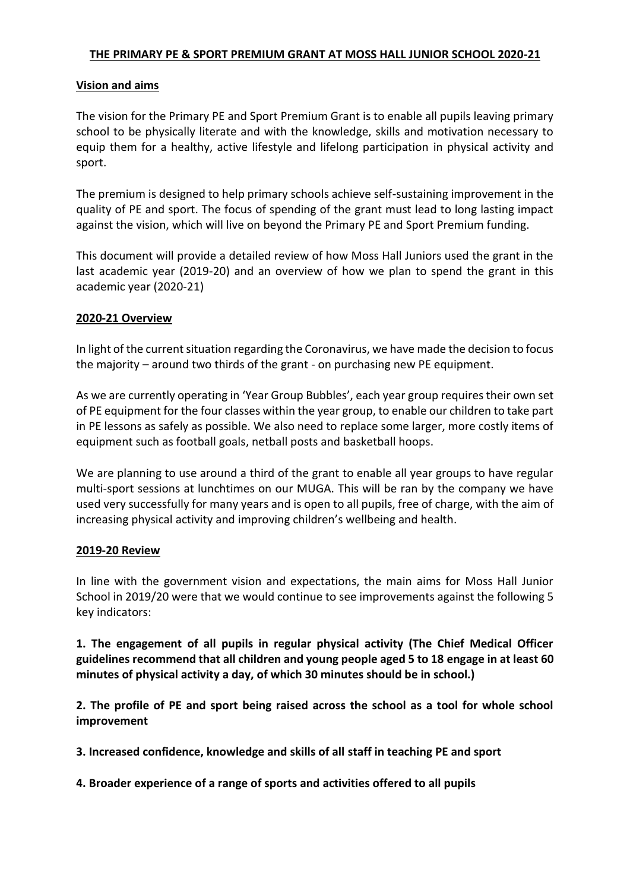# THE PRIMARY PE & SPORT PREMIUM GRANT AT MOSS HALL JUNIOR SCHOOL 2020-21

## Vision and aims

The vision for the Primary PE and Sport Premium Grant is to enable all pupils leaving primary school to be physically literate and with the knowledge, skills and motivation necessary to equip them for a healthy, active lifestyle and lifelong participation in physical activity and sport.

The premium is designed to help primary schools achieve self-sustaining improvement in the quality of PE and sport. The focus of spending of the grant must lead to long lasting impact against the vision, which will live on beyond the Primary PE and Sport Premium funding.

This document will provide a detailed review of how Moss Hall Juniors used the grant in the last academic year (2019-20) and an overview of how we plan to spend the grant in this academic year (2020-21)

## 2020-21 Overview

In light of the current situation regarding the Coronavirus, we have made the decision to focus the majority – around two thirds of the grant - on purchasing new PE equipment.

As we are currently operating in 'Year Group Bubbles', each year group requires their own set of PE equipment for the four classes within the year group, to enable our children to take part in PE lessons as safely as possible. We also need to replace some larger, more costly items of equipment such as football goals, netball posts and basketball hoops.

We are planning to use around a third of the grant to enable all year groups to have regular multi-sport sessions at lunchtimes on our MUGA. This will be ran by the company we have used very successfully for many years and is open to all pupils, free of charge, with the aim of increasing physical activity and improving children's wellbeing and health.

## 2019-20 Review

In line with the government vision and expectations, the main aims for Moss Hall Junior School in 2019/20 were that we would continue to see improvements against the following 5 key indicators:

**1. The engagement of all pupils in regular physical activity (The Chief Medical Officer guidelines recommend that all children and young people aged 5 to 18 engage in at least 60 minutes of physical activity a day, of which 30 minutes should be in school.)**

**2. The profile of PE and sport being raised across the school as a tool for whole school improvement**

**3. Increased confidence, knowledge and skills of all staff in teaching PE and sport**

**4. Broader experience of a range of sports and activities offered to all pupils**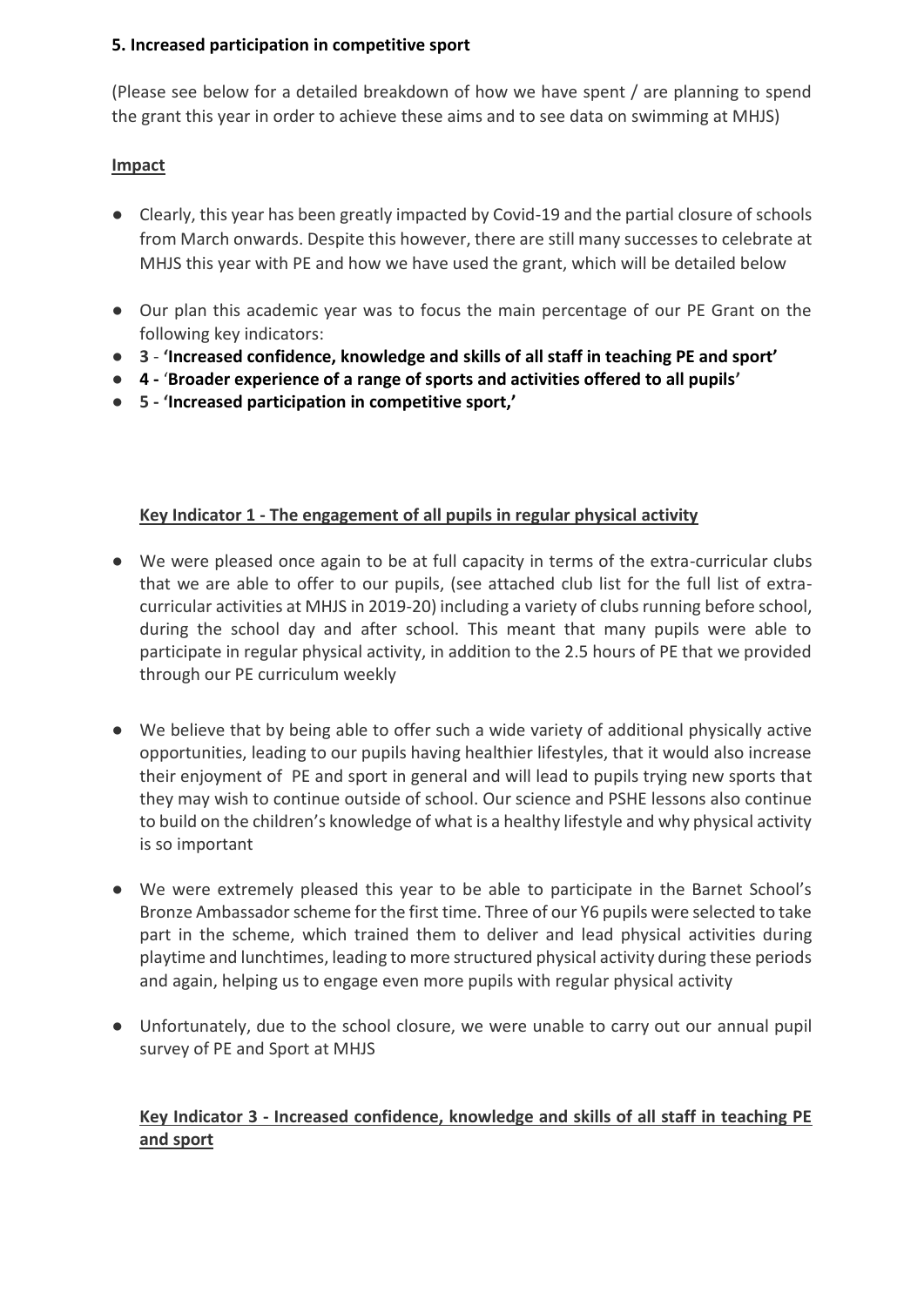**5. Increased participation in competitive sport**

(Please see below for a detailed breakdown of how we have spent / are planning to spend the grant this year in order to achieve these aims and to see data on swimming at MHJS)

**Impact**

- Clearly, this year has been greatly impacted by Covid-19 and the partial closure of schools from March onwards. Despite this however, there are still many successes to celebrate at MHJS this year with PE and how we have used the grant, which will be detailed below
- Our plan this academic year was to focus the main percentage of our PE Grant on the following key indicators:
- **3 - 'Increased confidence, knowledge and skills of all staff in teaching PE and sport'**
- **4 - 'Broader experience of a range of sports and activities offered to all pupils'**
- **5 - 'Increased participation in competitive sport,'**

**Key Indicator 1 - The engagement of all pupils in regular physical activity**

- We were pleased once again to be at full capacity in terms of the extra-curricular clubs that we are able to offer to our pupils, (see attached club list for the full list of extra-curricular activities at MHJS in 2019-20) including a variety of clubs running before school, during the school day and after school. This meant that many pupils were able to participate in regular physical activity, in addition to the 2.5 hours of PE that we provided through our PE curriculum weekly
- We believe that by being able to offer such a wide variety of additional physically active opportunities, leading to our pupils having healthier lifestyles, that it would also increase their enjoyment of PE and sport in general and will lead to pupils trying new sports that they may wish to continue outside of school. Our science and PSHE lessons also continue to build on the children's knowledge of what is a healthy lifestyle and why physical activity is so important
- We were extremely pleased this year to be able to participate in the Barnet School's Bronze Ambassador scheme for the first time. Three of our Y6 pupils were selected to take part in the scheme, which trained them to deliver and lead physical activities during playtime and lunchtimes, leading to more structured physical activity during these periods and again, helping us to engage even more pupils with regular physical activity
- Unfortunately, due to the school closure, we were unable to carry out our annual pupil survey of PE and Sport at MHJS

**Key Indicator 3 - Increased confidence, knowledge and skills of all staff in teaching PE and sport**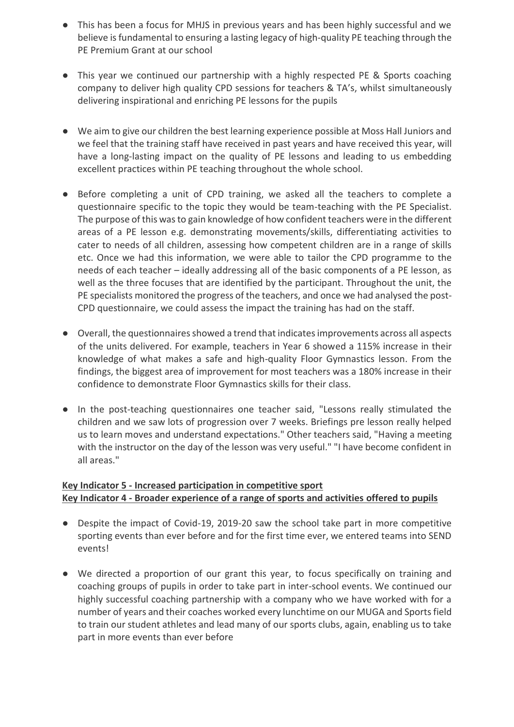- This has been a focus for MHJS in previous years and has been highly successful and we believe is fundamental to ensuring a lasting legacy of high-quality PE teaching through the PE Premium Grant at our school

- This year we continued our partnership with a highly respected PE & Sports coaching company to deliver high quality CPD sessions for teachers & TA's, whilst simultaneously delivering inspirational and enriching PE lessons for the pupils

- We aim to give our children the best learning experience possible at Moss Hall Juniors and we feel that the training staff have received in past years and have received this year, will have a long-lasting impact on the quality of PE lessons and leading to us embedding excellent practices within PE teaching throughout the whole school.

- Before completing a unit of CPD training, we asked all the teachers to complete a questionnaire specific to the topic they would be team-teaching with the PE Specialist. The purpose of this was to gain knowledge of how confident teachers were in the different areas of a PE lesson e.g. demonstrating movements/skills, differentiating activities to cater to needs of all children, assessing how competent children are in a range of skills etc. Once we had this information, we were able to tailor the CPD programme to the needs of each teacher – ideally addressing all of the basic components of a PE lesson, as well as the three focuses that are identified by the participant. Throughout the unit, the PE specialists monitored the progress of the teachers, and once we had analysed the post-CPD questionnaire, we could assess the impact the training has had on the staff.

- Overall, the questionnaires showed a trend that indicates improvements across all aspects of the units delivered. For example, teachers in Year 6 showed a 115% increase in their knowledge of what makes a safe and high-quality Floor Gymnastics lesson. From the findings, the biggest area of improvement for most teachers was a 180% increase in their confidence to demonstrate Floor Gymnastics skills for their class.

- In the post-teaching questionnaires one teacher said, "Lessons really stimulated the children and we saw lots of progression over 7 weeks. Briefings pre lesson really helped us to learn moves and understand expectations." Other teachers said, "Having a meeting with the instructor on the day of the lesson was very useful." "I have become confident in all areas."

**Key Indicator 5 - Increased participation in competitive sport**
**Key Indicator 4 - Broader experience of a range of sports and activities offered to pupils**

- Despite the impact of Covid-19, 2019-20 saw the school take part in more competitive sporting events than ever before and for the first time ever, we entered teams into SEND events!

- We directed a proportion of our grant this year, to focus specifically on training and coaching groups of pupils in order to take part in inter-school events. We continued our highly successful coaching partnership with a company who we have worked with for a number of years and their coaches worked every lunchtime on our MUGA and Sports field to train our student athletes and lead many of our sports clubs, again, enabling us to take part in more events than ever before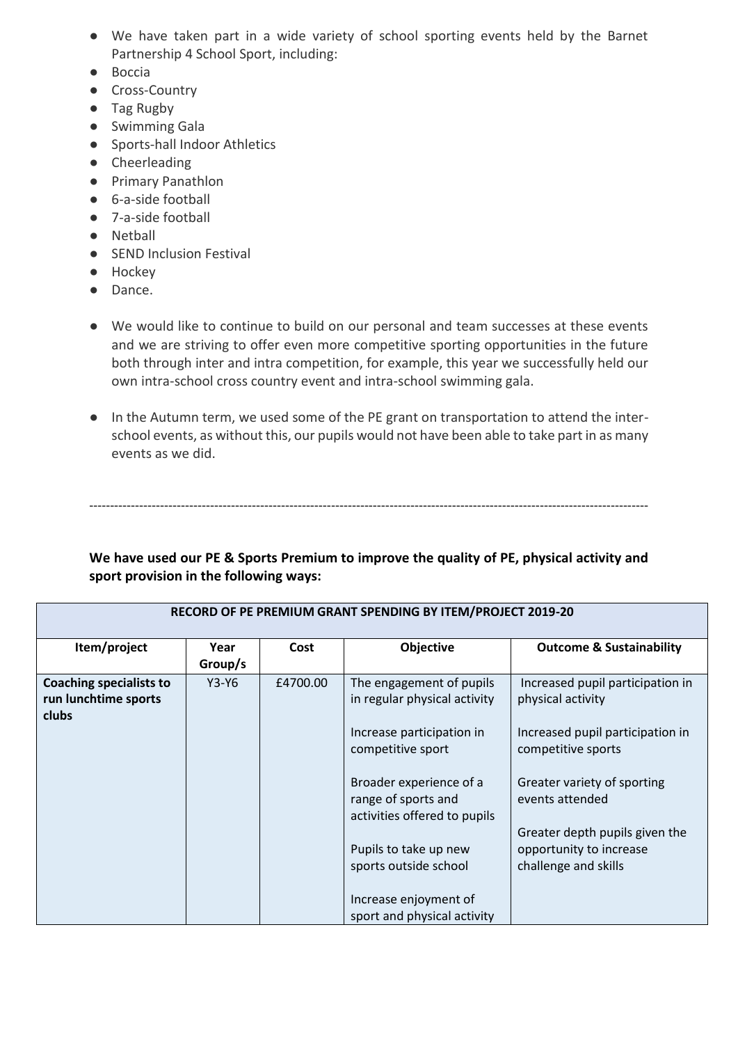- We have taken part in a wide variety of school sporting events held by the Barnet Partnership 4 School Sport, including:
- Boccia
- Cross-Country
- Tag Rugby
- Swimming Gala
- Sports-hall Indoor Athletics
- Cheerleading
- Primary Panathlon
- 6-a-side football
- 7-a-side football
- Netball
- SEND Inclusion Festival
- Hockey
- Dance.

- We would like to continue to build on our personal and team successes at these events and we are striving to offer even more competitive sporting opportunities in the future both through inter and intra competition, for example, this year we successfully held our own intra-school cross country event and intra-school swimming gala.

- In the Autumn term, we used some of the PE grant on transportation to attend the inter-school events, as without this, our pupils would not have been able to take part in as many events as we did.

---

**We have used our PE & Sports Premium to improve the quality of PE, physical activity and sport provision in the following ways:**

| RECORD OF PE PREMIUM GRANT SPENDING BY ITEM/PROJECT 2019-20 | | | | |
|---|---|---|---|---|
| **Item/project** | **Year Group/s** | **Cost** | **Objective** | **Outcome & Sustainability** |
| **Coaching specialists to run lunchtime sports clubs** | Y3-Y6 | £4700.00 | The engagement of pupils in regular physical activity<br><br>Increase participation in competitive sport<br><br>Broader experience of a range of sports and activities offered to pupils<br><br>Pupils to take up new sports outside school<br><br>Increase enjoyment of sport and physical activity | Increased pupil participation in physical activity<br><br>Increased pupil participation in competitive sports<br><br>Greater variety of sporting events attended<br><br>Greater depth pupils given the opportunity to increase challenge and skills |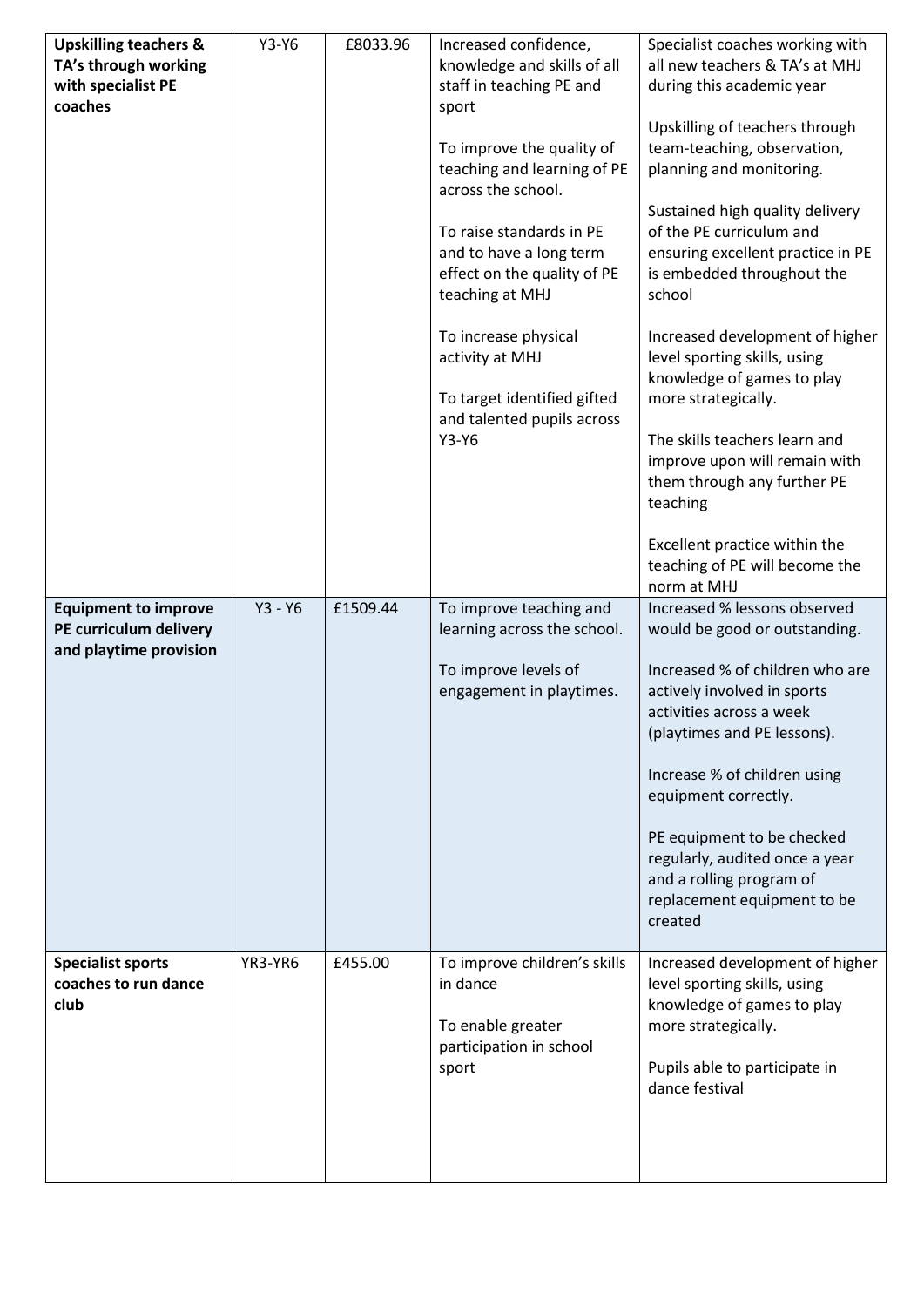| **Upskilling teachers & TA's through working with specialist PE coaches** | Y3-Y6 | £8033.96 | Increased confidence, knowledge and skills of all staff in teaching PE and sport<br><br>To improve the quality of teaching and learning of PE across the school.<br><br>To raise standards in PE and to have a long term effect on the quality of PE teaching at MHJ<br><br>To increase physical activity at MHJ<br><br>To target identified gifted and talented pupils across Y3-Y6 | Specialist coaches working with all new teachers & TA's at MHJ during this academic year<br><br>Upskilling of teachers through team-teaching, observation, planning and monitoring.<br><br>Sustained high quality delivery of the PE curriculum and ensuring excellent practice in PE is embedded throughout the school<br><br>Increased development of higher level sporting skills, using knowledge of games to play more strategically.<br><br>The skills teachers learn and improve upon will remain with them through any further PE teaching<br><br>Excellent practice within the teaching of PE will become the norm at MHJ |
|---|---|---|---|---|
| **Equipment to improve PE curriculum delivery and playtime provision** | Y3 - Y6 | £1509.44 | To improve teaching and learning across the school.<br><br>To improve levels of engagement in playtimes. | Increased % lessons observed would be good or outstanding.<br><br>Increased % of children who are actively involved in sports activities across a week (playtimes and PE lessons).<br><br>Increase % of children using equipment correctly.<br><br>PE equipment to be checked regularly, audited once a year and a rolling program of replacement equipment to be created |
| **Specialist sports coaches to run dance club** | YR3-YR6 | £455.00 | To improve children's skills in dance<br><br>To enable greater participation in school sport | Increased development of higher level sporting skills, using knowledge of games to play more strategically.<br><br>Pupils able to participate in dance festival |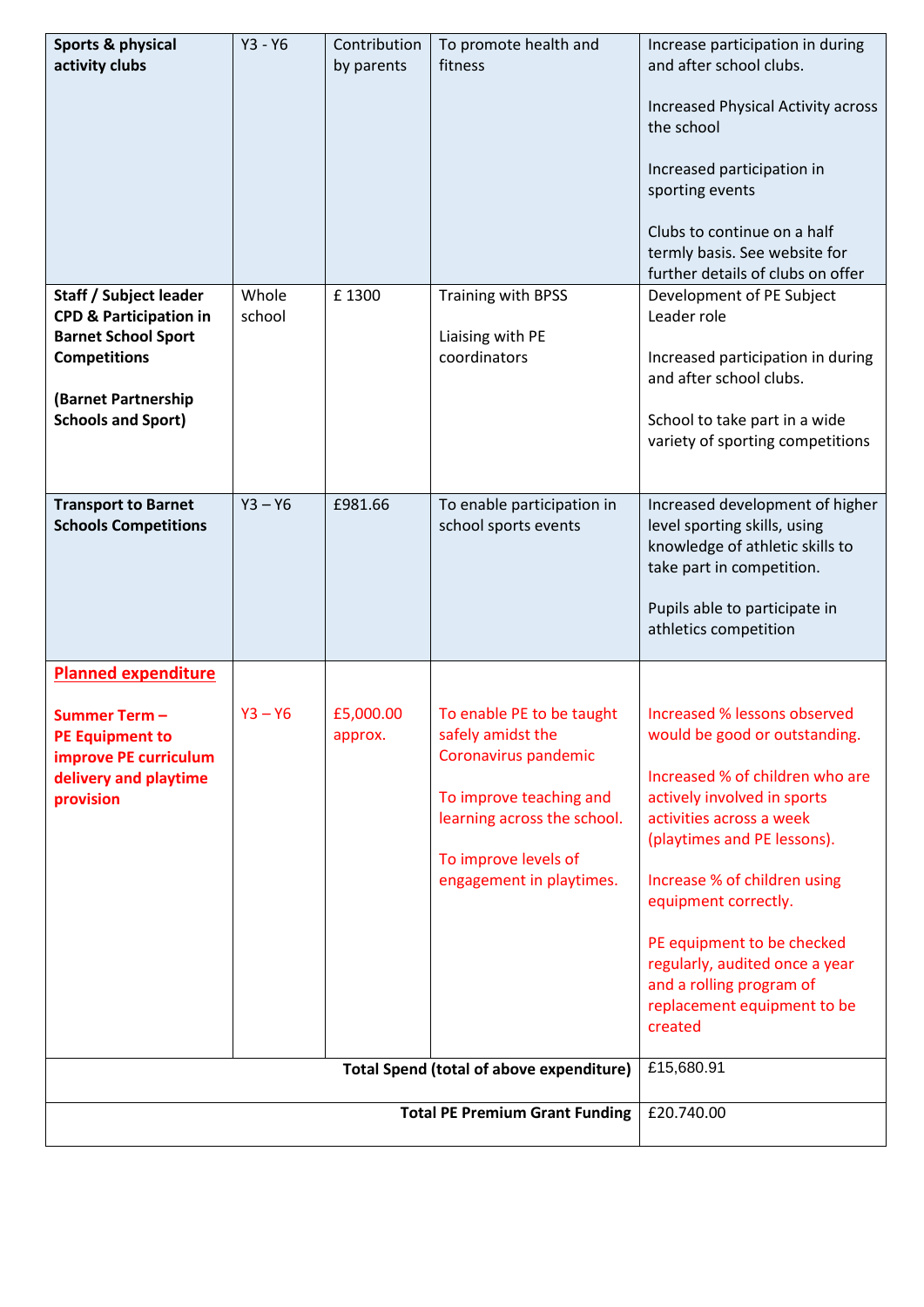| Sports & physical activity clubs | Y3 - Y6 | Contribution by parents | To promote health and fitness | Increase participation in during and after school clubs.<br><br>Increased Physical Activity across the school<br><br>Increased participation in sporting events<br><br>Clubs to continue on a half termly basis. See website for further details of clubs on offer |
|---|---|---|---|---|
| **Staff / Subject leader CPD & Participation in Barnet School Sport Competitions**<br><br>**(Barnet Partnership Schools and Sport)** | Whole school | £ 1300 | Training with BPSS<br><br>Liaising with PE coordinators | Development of PE Subject Leader role<br><br>Increased participation in during and after school clubs.<br><br>School to take part in a wide variety of sporting competitions |
| **Transport to Barnet Schools Competitions** | Y3 – Y6 | £981.66 | To enable participation in school sports events | Increased development of higher level sporting skills, using knowledge of athletic skills to take part in competition.<br><br>Pupils able to participate in athletics competition |
| **Planned expenditure**<br><br>**Summer Term – PE Equipment to improve PE curriculum delivery and playtime provision** | Y3 – Y6 | £5,000.00 approx. | To enable PE to be taught safely amidst the Coronavirus pandemic<br><br>To improve teaching and learning across the school.<br><br>To improve levels of engagement in playtimes. | Increased % lessons observed would be good or outstanding.<br><br>Increased % of children who are actively involved in sports activities across a week (playtimes and PE lessons).<br><br>Increase % of children using equipment correctly.<br><br>PE equipment to be checked regularly, audited once a year and a rolling program of replacement equipment to be created |
| | | | **Total Spend (total of above expenditure)** | £15,680.91 |
| | | | **Total PE Premium Grant Funding** | £20.740.00 |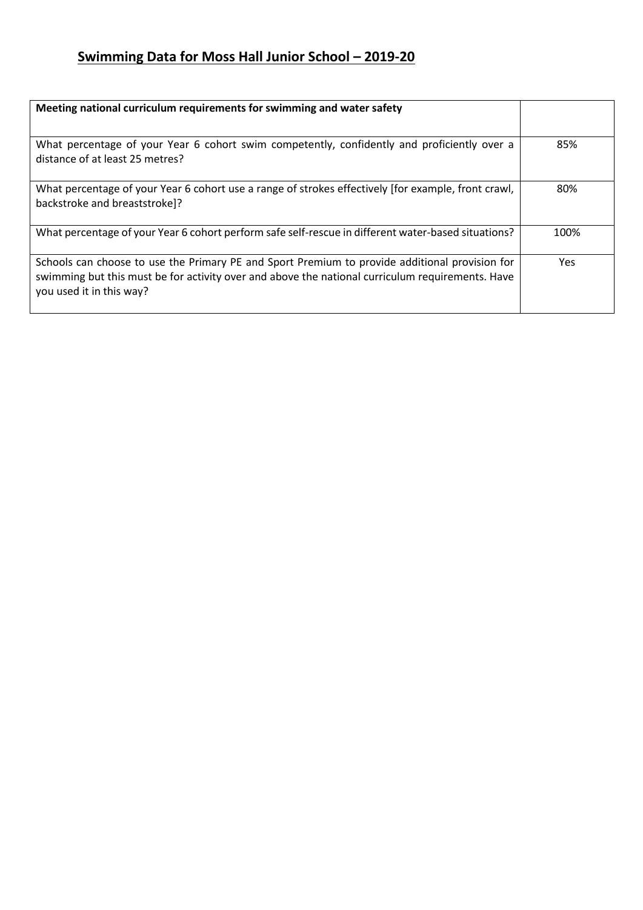# Swimming Data for Moss Hall Junior School – 2019-20

| | |
|---|---|
| **Meeting national curriculum requirements for swimming and water safety** | |
| What percentage of your Year 6 cohort swim competently, confidently and proficiently over a distance of at least 25 metres? | 85% |
| What percentage of your Year 6 cohort use a range of strokes effectively [for example, front crawl, backstroke and breaststroke]? | 80% |
| What percentage of your Year 6 cohort perform safe self-rescue in different water-based situations? | 100% |
| Schools can choose to use the Primary PE and Sport Premium to provide additional provision for swimming but this must be for activity over and above the national curriculum requirements. Have you used it in this way? | Yes |